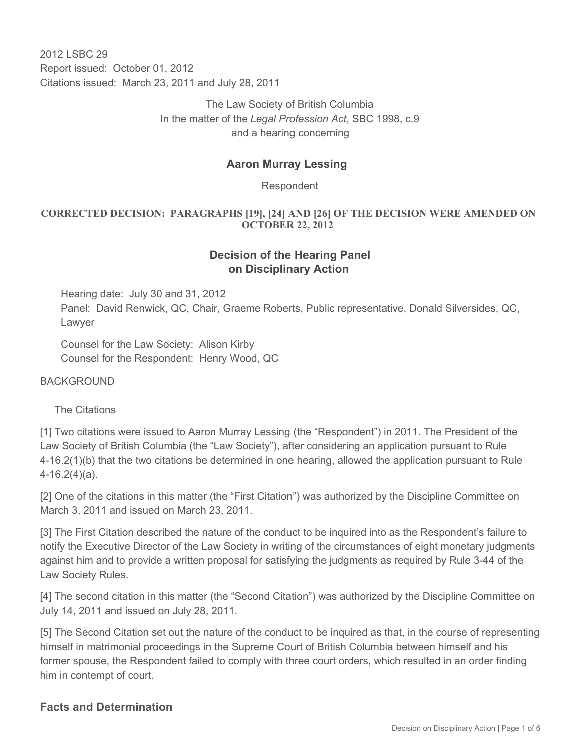2012 LSBC 29
Report issued: October 01, 2012
Citations issued: March 23, 2011 and July 28, 2011

The Law Society of British Columbia
In the matter of the *Legal Profession Act*, SBC 1998, c.9
and a hearing concerning

## Aaron Murray Lessing

Respondent

**CORRECTED DECISION: PARAGRAPHS [19], [24] AND [26] OF THE DECISION WERE AMENDED ON OCTOBER 22, 2012**

## Decision of the Hearing Panel on Disciplinary Action

Hearing date: July 30 and 31, 2012
Panel: David Renwick, QC, Chair, Graeme Roberts, Public representative, Donald Silversides, QC, Lawyer

Counsel for the Law Society: Alison Kirby
Counsel for the Respondent: Henry Wood, QC

BACKGROUND

The Citations

[1] Two citations were issued to Aaron Murray Lessing (the "Respondent") in 2011. The President of the Law Society of British Columbia (the "Law Society"), after considering an application pursuant to Rule 4-16.2(1)(b) that the two citations be determined in one hearing, allowed the application pursuant to Rule 4-16.2(4)(a).

[2] One of the citations in this matter (the "First Citation") was authorized by the Discipline Committee on March 3, 2011 and issued on March 23, 2011.

[3] The First Citation described the nature of the conduct to be inquired into as the Respondent's failure to notify the Executive Director of the Law Society in writing of the circumstances of eight monetary judgments against him and to provide a written proposal for satisfying the judgments as required by Rule 3-44 of the Law Society Rules.

[4] The second citation in this matter (the "Second Citation") was authorized by the Discipline Committee on July 14, 2011 and issued on July 28, 2011.

[5] The Second Citation set out the nature of the conduct to be inquired as that, in the course of representing himself in matrimonial proceedings in the Supreme Court of British Columbia between himself and his former spouse, the Respondent failed to comply with three court orders, which resulted in an order finding him in contempt of court.

## Facts and Determination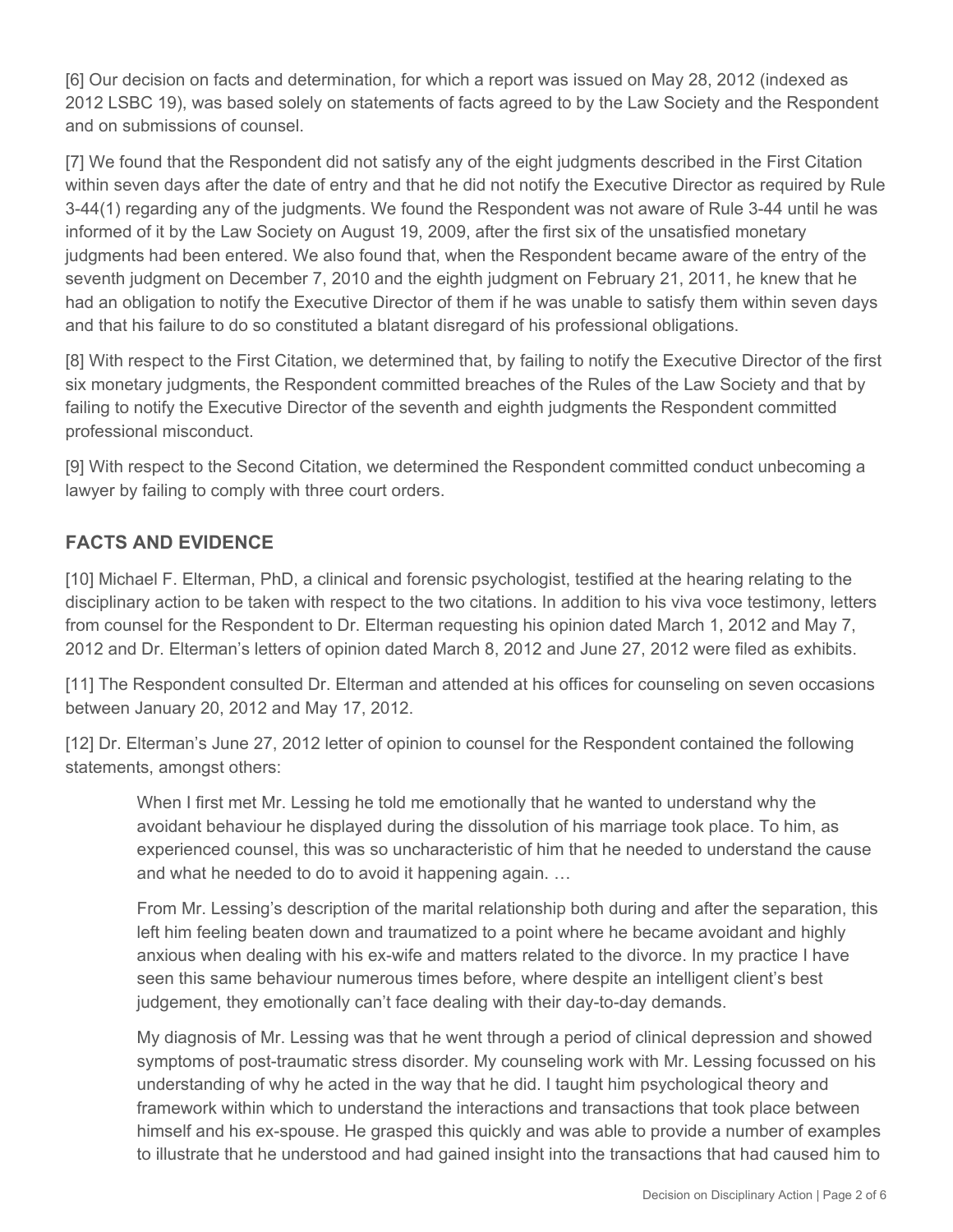[6] Our decision on facts and determination, for which a report was issued on May 28, 2012 (indexed as 2012 LSBC 19), was based solely on statements of facts agreed to by the Law Society and the Respondent and on submissions of counsel.

[7] We found that the Respondent did not satisfy any of the eight judgments described in the First Citation within seven days after the date of entry and that he did not notify the Executive Director as required by Rule 3-44(1) regarding any of the judgments. We found the Respondent was not aware of Rule 3-44 until he was informed of it by the Law Society on August 19, 2009, after the first six of the unsatisfied monetary judgments had been entered. We also found that, when the Respondent became aware of the entry of the seventh judgment on December 7, 2010 and the eighth judgment on February 21, 2011, he knew that he had an obligation to notify the Executive Director of them if he was unable to satisfy them within seven days and that his failure to do so constituted a blatant disregard of his professional obligations.

[8] With respect to the First Citation, we determined that, by failing to notify the Executive Director of the first six monetary judgments, the Respondent committed breaches of the Rules of the Law Society and that by failing to notify the Executive Director of the seventh and eighth judgments the Respondent committed professional misconduct.

[9] With respect to the Second Citation, we determined the Respondent committed conduct unbecoming a lawyer by failing to comply with three court orders.

## FACTS AND EVIDENCE

[10] Michael F. Elterman, PhD, a clinical and forensic psychologist, testified at the hearing relating to the disciplinary action to be taken with respect to the two citations. In addition to his viva voce testimony, letters from counsel for the Respondent to Dr. Elterman requesting his opinion dated March 1, 2012 and May 7, 2012 and Dr. Elterman's letters of opinion dated March 8, 2012 and June 27, 2012 were filed as exhibits.

[11] The Respondent consulted Dr. Elterman and attended at his offices for counseling on seven occasions between January 20, 2012 and May 17, 2012.

[12] Dr. Elterman's June 27, 2012 letter of opinion to counsel for the Respondent contained the following statements, amongst others:

> When I first met Mr. Lessing he told me emotionally that he wanted to understand why the avoidant behaviour he displayed during the dissolution of his marriage took place. To him, as experienced counsel, this was so uncharacteristic of him that he needed to understand the cause and what he needed to do to avoid it happening again. …
>
> From Mr. Lessing's description of the marital relationship both during and after the separation, this left him feeling beaten down and traumatized to a point where he became avoidant and highly anxious when dealing with his ex-wife and matters related to the divorce. In my practice I have seen this same behaviour numerous times before, where despite an intelligent client's best judgement, they emotionally can't face dealing with their day-to-day demands.
>
> My diagnosis of Mr. Lessing was that he went through a period of clinical depression and showed symptoms of post-traumatic stress disorder. My counseling work with Mr. Lessing focussed on his understanding of why he acted in the way that he did. I taught him psychological theory and framework within which to understand the interactions and transactions that took place between himself and his ex-spouse. He grasped this quickly and was able to provide a number of examples to illustrate that he understood and had gained insight into the transactions that had caused him to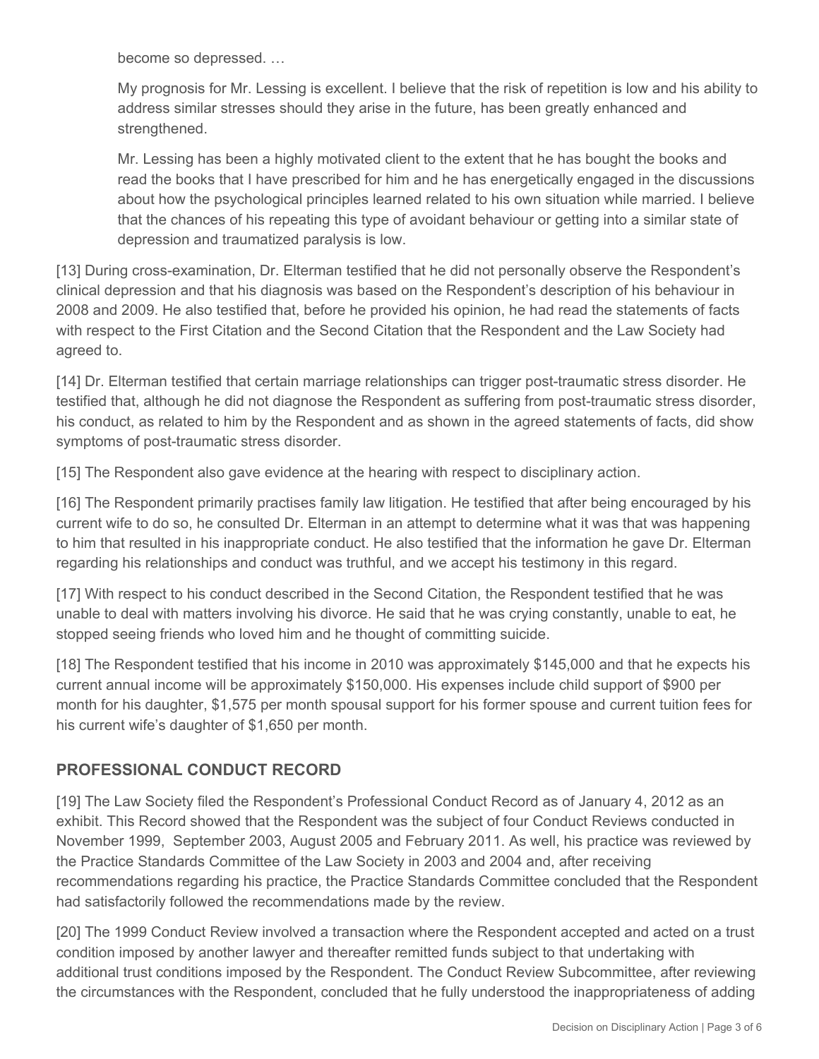become so depressed. …

> My prognosis for Mr. Lessing is excellent. I believe that the risk of repetition is low and his ability to address similar stresses should they arise in the future, has been greatly enhanced and strengthened.
>
> Mr. Lessing has been a highly motivated client to the extent that he has bought the books and read the books that I have prescribed for him and he has energetically engaged in the discussions about how the psychological principles learned related to his own situation while married. I believe that the chances of his repeating this type of avoidant behaviour or getting into a similar state of depression and traumatized paralysis is low.

[13] During cross-examination, Dr. Elterman testified that he did not personally observe the Respondent's clinical depression and that his diagnosis was based on the Respondent's description of his behaviour in 2008 and 2009. He also testified that, before he provided his opinion, he had read the statements of facts with respect to the First Citation and the Second Citation that the Respondent and the Law Society had agreed to.

[14] Dr. Elterman testified that certain marriage relationships can trigger post-traumatic stress disorder. He testified that, although he did not diagnose the Respondent as suffering from post-traumatic stress disorder, his conduct, as related to him by the Respondent and as shown in the agreed statements of facts, did show symptoms of post-traumatic stress disorder.

[15] The Respondent also gave evidence at the hearing with respect to disciplinary action.

[16] The Respondent primarily practises family law litigation. He testified that after being encouraged by his current wife to do so, he consulted Dr. Elterman in an attempt to determine what it was that was happening to him that resulted in his inappropriate conduct. He also testified that the information he gave Dr. Elterman regarding his relationships and conduct was truthful, and we accept his testimony in this regard.

[17] With respect to his conduct described in the Second Citation, the Respondent testified that he was unable to deal with matters involving his divorce. He said that he was crying constantly, unable to eat, he stopped seeing friends who loved him and he thought of committing suicide.

[18] The Respondent testified that his income in 2010 was approximately $145,000 and that he expects his current annual income will be approximately $150,000. His expenses include child support of $900 per month for his daughter, $1,575 per month spousal support for his former spouse and current tuition fees for his current wife's daughter of $1,650 per month.

## PROFESSIONAL CONDUCT RECORD

[19] The Law Society filed the Respondent's Professional Conduct Record as of January 4, 2012 as an exhibit. This Record showed that the Respondent was the subject of four Conduct Reviews conducted in November 1999, September 2003, August 2005 and February 2011. As well, his practice was reviewed by the Practice Standards Committee of the Law Society in 2003 and 2004 and, after receiving recommendations regarding his practice, the Practice Standards Committee concluded that the Respondent had satisfactorily followed the recommendations made by the review.

[20] The 1999 Conduct Review involved a transaction where the Respondent accepted and acted on a trust condition imposed by another lawyer and thereafter remitted funds subject to that undertaking with additional trust conditions imposed by the Respondent. The Conduct Review Subcommittee, after reviewing the circumstances with the Respondent, concluded that he fully understood the inappropriateness of adding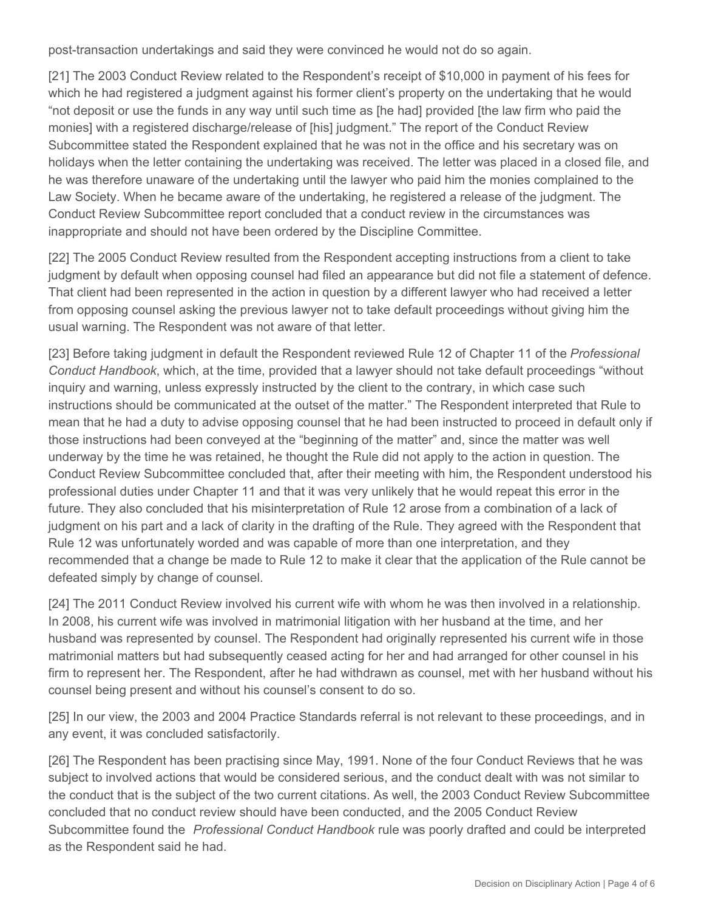post-transaction undertakings and said they were convinced he would not do so again.

[21] The 2003 Conduct Review related to the Respondent's receipt of $10,000 in payment of his fees for which he had registered a judgment against his former client's property on the undertaking that he would "not deposit or use the funds in any way until such time as [he had] provided [the law firm who paid the monies] with a registered discharge/release of [his] judgment." The report of the Conduct Review Subcommittee stated the Respondent explained that he was not in the office and his secretary was on holidays when the letter containing the undertaking was received. The letter was placed in a closed file, and he was therefore unaware of the undertaking until the lawyer who paid him the monies complained to the Law Society. When he became aware of the undertaking, he registered a release of the judgment. The Conduct Review Subcommittee report concluded that a conduct review in the circumstances was inappropriate and should not have been ordered by the Discipline Committee.

[22] The 2005 Conduct Review resulted from the Respondent accepting instructions from a client to take judgment by default when opposing counsel had filed an appearance but did not file a statement of defence. That client had been represented in the action in question by a different lawyer who had received a letter from opposing counsel asking the previous lawyer not to take default proceedings without giving him the usual warning. The Respondent was not aware of that letter.

[23] Before taking judgment in default the Respondent reviewed Rule 12 of Chapter 11 of the *Professional Conduct Handbook*, which, at the time, provided that a lawyer should not take default proceedings "without inquiry and warning, unless expressly instructed by the client to the contrary, in which case such instructions should be communicated at the outset of the matter." The Respondent interpreted that Rule to mean that he had a duty to advise opposing counsel that he had been instructed to proceed in default only if those instructions had been conveyed at the "beginning of the matter" and, since the matter was well underway by the time he was retained, he thought the Rule did not apply to the action in question. The Conduct Review Subcommittee concluded that, after their meeting with him, the Respondent understood his professional duties under Chapter 11 and that it was very unlikely that he would repeat this error in the future. They also concluded that his misinterpretation of Rule 12 arose from a combination of a lack of judgment on his part and a lack of clarity in the drafting of the Rule. They agreed with the Respondent that Rule 12 was unfortunately worded and was capable of more than one interpretation, and they recommended that a change be made to Rule 12 to make it clear that the application of the Rule cannot be defeated simply by change of counsel.

[24] The 2011 Conduct Review involved his current wife with whom he was then involved in a relationship. In 2008, his current wife was involved in matrimonial litigation with her husband at the time, and her husband was represented by counsel. The Respondent had originally represented his current wife in those matrimonial matters but had subsequently ceased acting for her and had arranged for other counsel in his firm to represent her. The Respondent, after he had withdrawn as counsel, met with her husband without his counsel being present and without his counsel's consent to do so.

[25] In our view, the 2003 and 2004 Practice Standards referral is not relevant to these proceedings, and in any event, it was concluded satisfactorily.

[26] The Respondent has been practising since May, 1991. None of the four Conduct Reviews that he was subject to involved actions that would be considered serious, and the conduct dealt with was not similar to the conduct that is the subject of the two current citations. As well, the 2003 Conduct Review Subcommittee concluded that no conduct review should have been conducted, and the 2005 Conduct Review Subcommittee found the *Professional Conduct Handbook* rule was poorly drafted and could be interpreted as the Respondent said he had.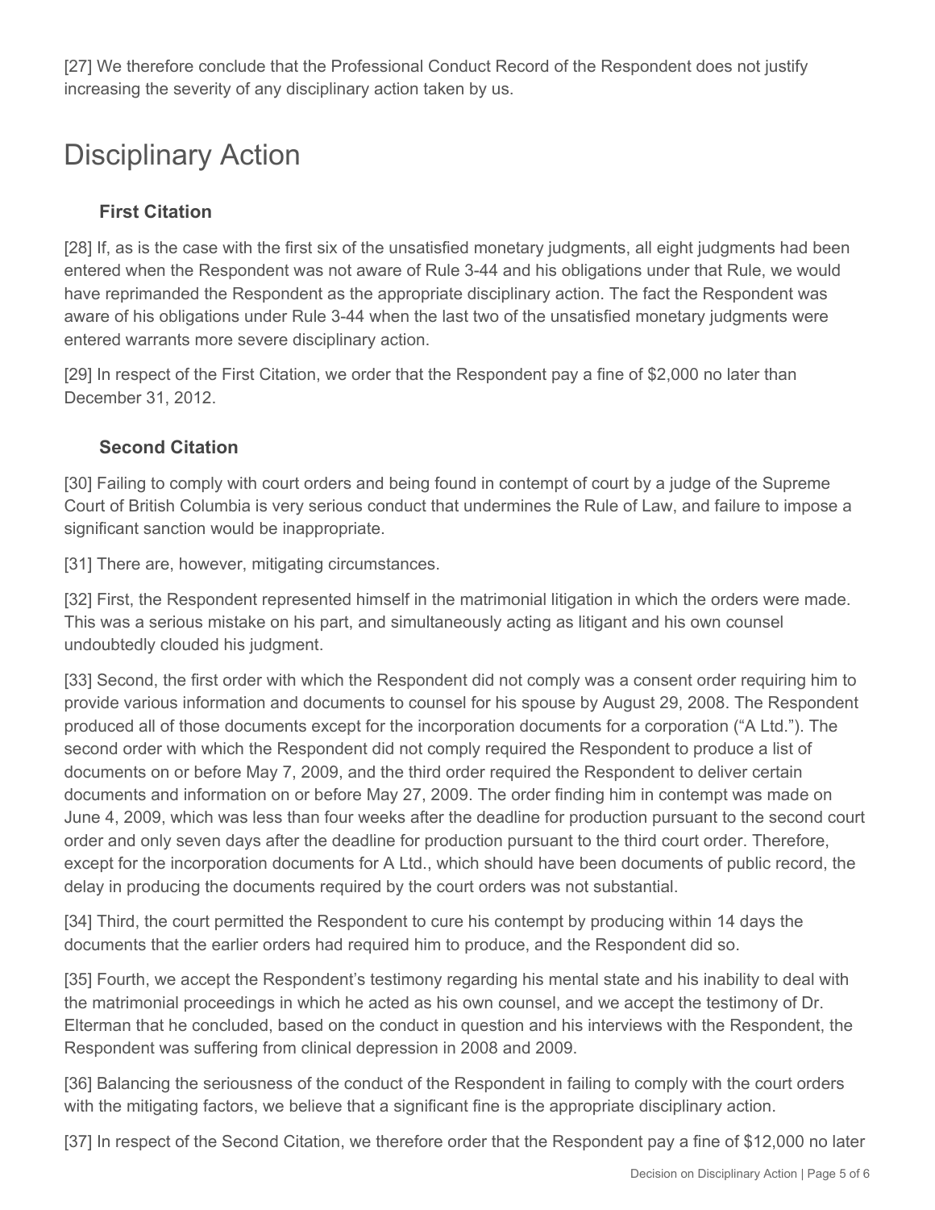[27] We therefore conclude that the Professional Conduct Record of the Respondent does not justify increasing the severity of any disciplinary action taken by us.

# Disciplinary Action

### First Citation

[28] If, as is the case with the first six of the unsatisfied monetary judgments, all eight judgments had been entered when the Respondent was not aware of Rule 3-44 and his obligations under that Rule, we would have reprimanded the Respondent as the appropriate disciplinary action. The fact the Respondent was aware of his obligations under Rule 3-44 when the last two of the unsatisfied monetary judgments were entered warrants more severe disciplinary action.

[29] In respect of the First Citation, we order that the Respondent pay a fine of $2,000 no later than December 31, 2012.

### Second Citation

[30] Failing to comply with court orders and being found in contempt of court by a judge of the Supreme Court of British Columbia is very serious conduct that undermines the Rule of Law, and failure to impose a significant sanction would be inappropriate.

[31] There are, however, mitigating circumstances.

[32] First, the Respondent represented himself in the matrimonial litigation in which the orders were made. This was a serious mistake on his part, and simultaneously acting as litigant and his own counsel undoubtedly clouded his judgment.

[33] Second, the first order with which the Respondent did not comply was a consent order requiring him to provide various information and documents to counsel for his spouse by August 29, 2008. The Respondent produced all of those documents except for the incorporation documents for a corporation ("A Ltd."). The second order with which the Respondent did not comply required the Respondent to produce a list of documents on or before May 7, 2009, and the third order required the Respondent to deliver certain documents and information on or before May 27, 2009. The order finding him in contempt was made on June 4, 2009, which was less than four weeks after the deadline for production pursuant to the second court order and only seven days after the deadline for production pursuant to the third court order. Therefore, except for the incorporation documents for A Ltd., which should have been documents of public record, the delay in producing the documents required by the court orders was not substantial.

[34] Third, the court permitted the Respondent to cure his contempt by producing within 14 days the documents that the earlier orders had required him to produce, and the Respondent did so.

[35] Fourth, we accept the Respondent's testimony regarding his mental state and his inability to deal with the matrimonial proceedings in which he acted as his own counsel, and we accept the testimony of Dr. Elterman that he concluded, based on the conduct in question and his interviews with the Respondent, the Respondent was suffering from clinical depression in 2008 and 2009.

[36] Balancing the seriousness of the conduct of the Respondent in failing to comply with the court orders with the mitigating factors, we believe that a significant fine is the appropriate disciplinary action.

[37] In respect of the Second Citation, we therefore order that the Respondent pay a fine of $12,000 no later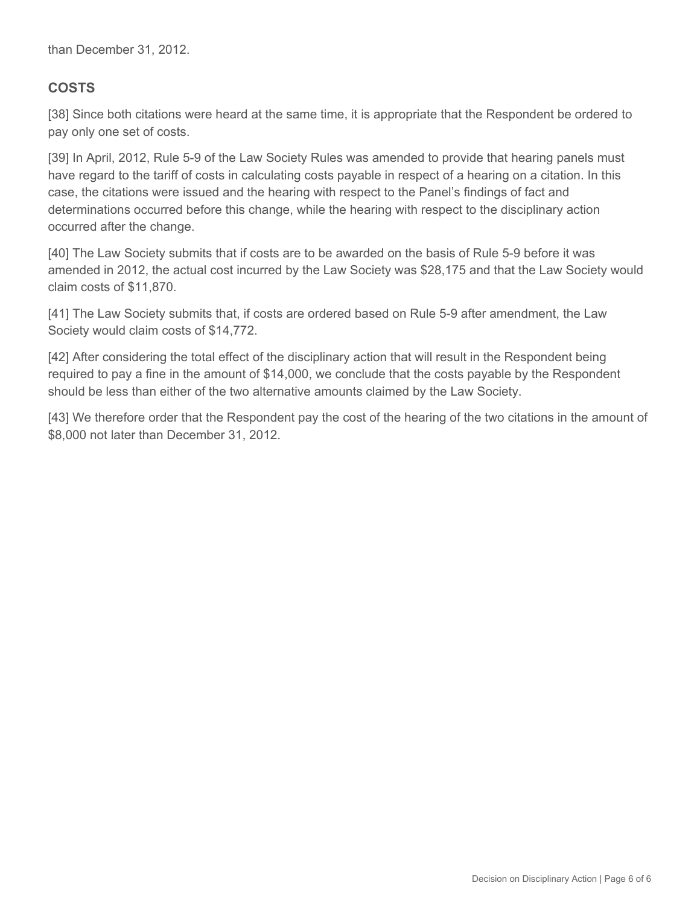than December 31, 2012.

## COSTS

[38] Since both citations were heard at the same time, it is appropriate that the Respondent be ordered to pay only one set of costs.

[39] In April, 2012, Rule 5-9 of the Law Society Rules was amended to provide that hearing panels must have regard to the tariff of costs in calculating costs payable in respect of a hearing on a citation. In this case, the citations were issued and the hearing with respect to the Panel's findings of fact and determinations occurred before this change, while the hearing with respect to the disciplinary action occurred after the change.

[40] The Law Society submits that if costs are to be awarded on the basis of Rule 5-9 before it was amended in 2012, the actual cost incurred by the Law Society was $28,175 and that the Law Society would claim costs of $11,870.

[41] The Law Society submits that, if costs are ordered based on Rule 5-9 after amendment, the Law Society would claim costs of $14,772.

[42] After considering the total effect of the disciplinary action that will result in the Respondent being required to pay a fine in the amount of $14,000, we conclude that the costs payable by the Respondent should be less than either of the two alternative amounts claimed by the Law Society.

[43] We therefore order that the Respondent pay the cost of the hearing of the two citations in the amount of $8,000 not later than December 31, 2012.